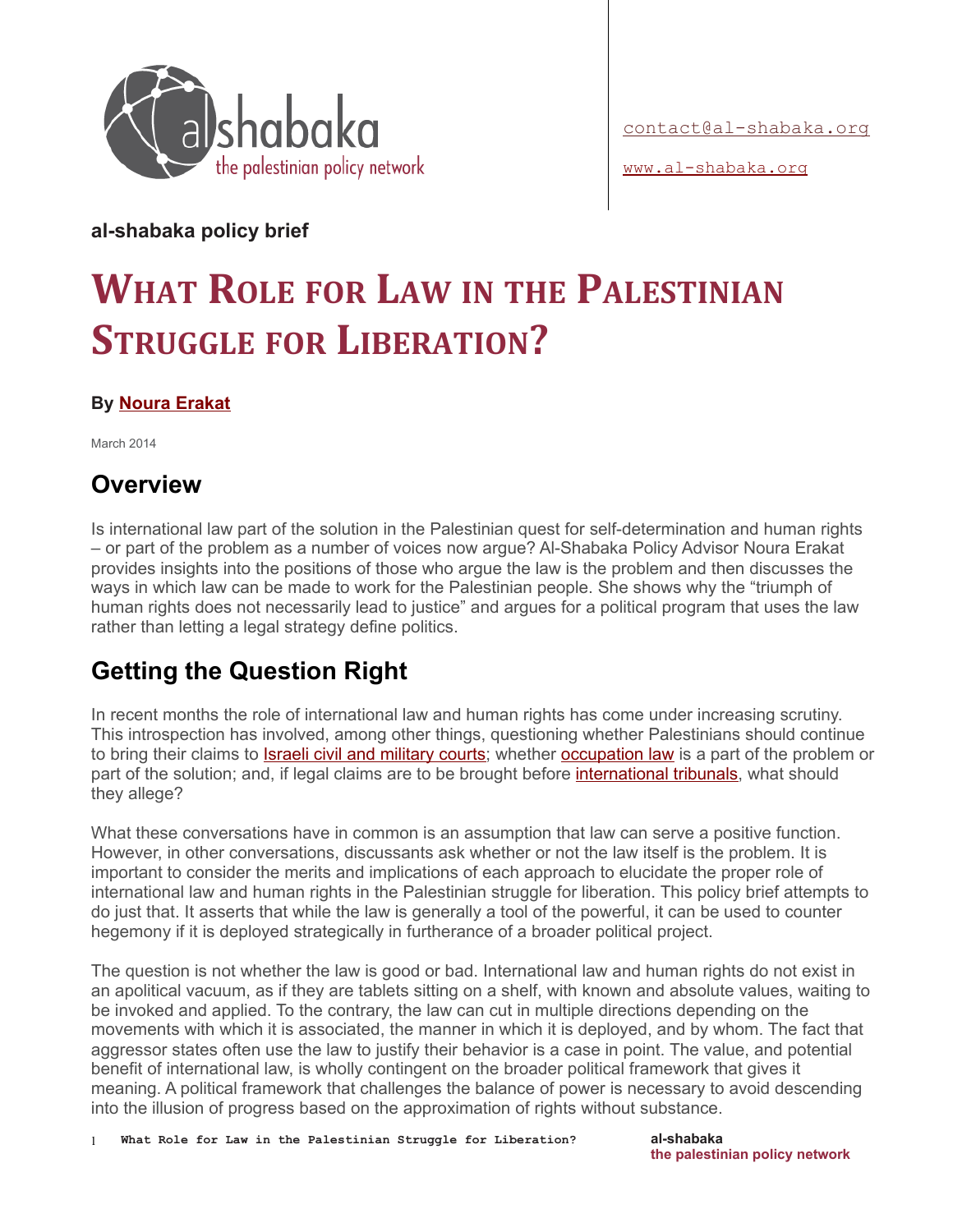contact@al-shabaka.org

www.al-shabaka.org

**al-shabaka policy brief**

# What Role for Law in the Palestinian Struggle for Liberation?

**By Noura Erakat**

March 2014

## Overview

Is international law part of the solution in the Palestinian quest for self-determination and human rights – or part of the problem as a number of voices now argue? Al-Shabaka Policy Advisor Noura Erakat provides insights into the positions of those who argue the law is the problem and then discusses the ways in which law can be made to work for the Palestinian people. She shows why the "triumph of human rights does not necessarily lead to justice" and argues for a political program that uses the law rather than letting a legal strategy define politics.

## Getting the Question Right

In recent months the role of international law and human rights has come under increasing scrutiny. This introspection has involved, among other things, questioning whether Palestinians should continue to bring their claims to Israeli civil and military courts; whether occupation law is a part of the problem or part of the solution; and, if legal claims are to be brought before international tribunals, what should they allege?

What these conversations have in common is an assumption that law can serve a positive function. However, in other conversations, discussants ask whether or not the law itself is the problem. It is important to consider the merits and implications of each approach to elucidate the proper role of international law and human rights in the Palestinian struggle for liberation. This policy brief attempts to do just that. It asserts that while the law is generally a tool of the powerful, it can be used to counter hegemony if it is deployed strategically in furtherance of a broader political project.

The question is not whether the law is good or bad. International law and human rights do not exist in an apolitical vacuum, as if they are tablets sitting on a shelf, with known and absolute values, waiting to be invoked and applied. To the contrary, the law can cut in multiple directions depending on the movements with which it is associated, the manner in which it is deployed, and by whom. The fact that aggressor states often use the law to justify their behavior is a case in point. The value, and potential benefit of international law, is wholly contingent on the broader political framework that gives it meaning. A political framework that challenges the balance of power is necessary to avoid descending into the illusion of progress based on the approximation of rights without substance.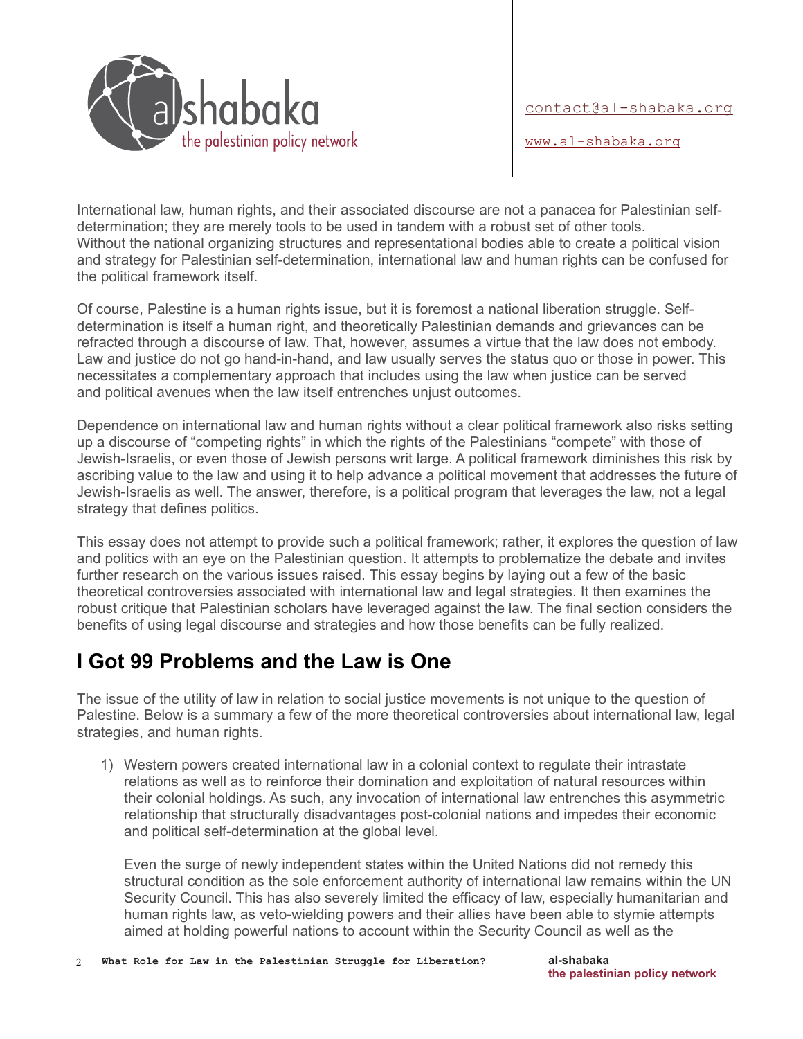International law, human rights, and their associated discourse are not a panacea for Palestinian self-determination; they are merely tools to be used in tandem with a robust set of other tools. Without the national organizing structures and representational bodies able to create a political vision and strategy for Palestinian self-determination, international law and human rights can be confused for the political framework itself.

Of course, Palestine is a human rights issue, but it is foremost a national liberation struggle. Self-determination is itself a human right, and theoretically Palestinian demands and grievances can be refracted through a discourse of law. That, however, assumes a virtue that the law does not embody. Law and justice do not go hand-in-hand, and law usually serves the status quo or those in power. This necessitates a complementary approach that includes using the law when justice can be served and political avenues when the law itself entrenches unjust outcomes.

Dependence on international law and human rights without a clear political framework also risks setting up a discourse of "competing rights" in which the rights of the Palestinians "compete" with those of Jewish-Israelis, or even those of Jewish persons writ large. A political framework diminishes this risk by ascribing value to the law and using it to help advance a political movement that addresses the future of Jewish-Israelis as well. The answer, therefore, is a political program that leverages the law, not a legal strategy that defines politics.

This essay does not attempt to provide such a political framework; rather, it explores the question of law and politics with an eye on the Palestinian question. It attempts to problematize the debate and invites further research on the various issues raised. This essay begins by laying out a few of the basic theoretical controversies associated with international law and legal strategies. It then examines the robust critique that Palestinian scholars have leveraged against the law. The final section considers the benefits of using legal discourse and strategies and how those benefits can be fully realized.

## I Got 99 Problems and the Law is One

The issue of the utility of law in relation to social justice movements is not unique to the question of Palestine. Below is a summary a few of the more theoretical controversies about international law, legal strategies, and human rights.

1) Western powers created international law in a colonial context to regulate their intrastate relations as well as to reinforce their domination and exploitation of natural resources within their colonial holdings. As such, any invocation of international law entrenches this asymmetric relationship that structurally disadvantages post-colonial nations and impedes their economic and political self-determination at the global level.

   Even the surge of newly independent states within the United Nations did not remedy this structural condition as the sole enforcement authority of international law remains within the UN Security Council. This has also severely limited the efficacy of law, especially humanitarian and human rights law, as veto-wielding powers and their allies have been able to stymie attempts aimed at holding powerful nations to account within the Security Council as well as the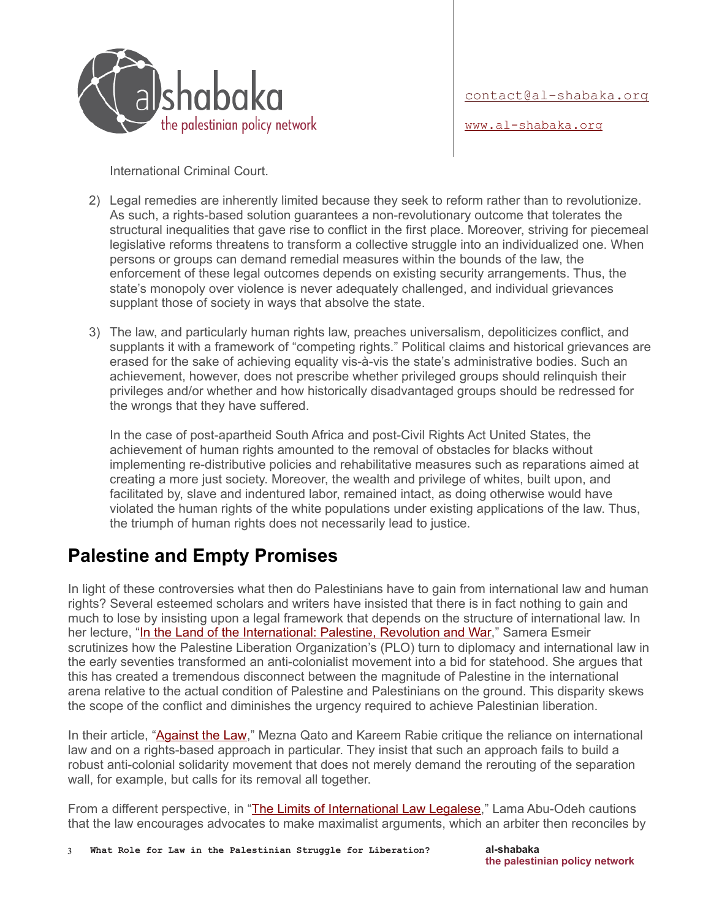International Criminal Court.

2) Legal remedies are inherently limited because they seek to reform rather than to revolutionize. As such, a rights-based solution guarantees a non-revolutionary outcome that tolerates the structural inequalities that gave rise to conflict in the first place. Moreover, striving for piecemeal legislative reforms threatens to transform a collective struggle into an individualized one. When persons or groups can demand remedial measures within the bounds of the law, the enforcement of these legal outcomes depends on existing security arrangements. Thus, the state's monopoly over violence is never adequately challenged, and individual grievances supplant those of society in ways that absolve the state.

3) The law, and particularly human rights law, preaches universalism, depoliticizes conflict, and supplants it with a framework of "competing rights." Political claims and historical grievances are erased for the sake of achieving equality vis-à-vis the state's administrative bodies. Such an achievement, however, does not prescribe whether privileged groups should relinquish their privileges and/or whether and how historically disadvantaged groups should be redressed for the wrongs that they have suffered.

   In the case of post-apartheid South Africa and post-Civil Rights Act United States, the achievement of human rights amounted to the removal of obstacles for blacks without implementing re-distributive policies and rehabilitative measures such as reparations aimed at creating a more just society. Moreover, the wealth and privilege of whites, built upon, and facilitated by, slave and indentured labor, remained intact, as doing otherwise would have violated the human rights of the white populations under existing applications of the law. Thus, the triumph of human rights does not necessarily lead to justice.

## Palestine and Empty Promises

In light of these controversies what then do Palestinians have to gain from international law and human rights? Several esteemed scholars and writers have insisted that there is in fact nothing to gain and much to lose by insisting upon a legal framework that depends on the structure of international law. In her lecture, "In the Land of the International: Palestine, Revolution and War," Samera Esmeir scrutinizes how the Palestine Liberation Organization's (PLO) turn to diplomacy and international law in the early seventies transformed an anti-colonialist movement into a bid for statehood. She argues that this has created a tremendous disconnect between the magnitude of Palestine in the international arena relative to the actual condition of Palestine and Palestinians on the ground. This disparity skews the scope of the conflict and diminishes the urgency required to achieve Palestinian liberation.

In their article, "Against the Law," Mezna Qato and Kareem Rabie critique the reliance on international law and on a rights-based approach in particular. They insist that such an approach fails to build a robust anti-colonial solidarity movement that does not merely demand the rerouting of the separation wall, for example, but calls for its removal all together.

From a different perspective, in "The Limits of International Law Legalese," Lama Abu-Odeh cautions that the law encourages advocates to make maximalist arguments, which an arbiter then reconciles by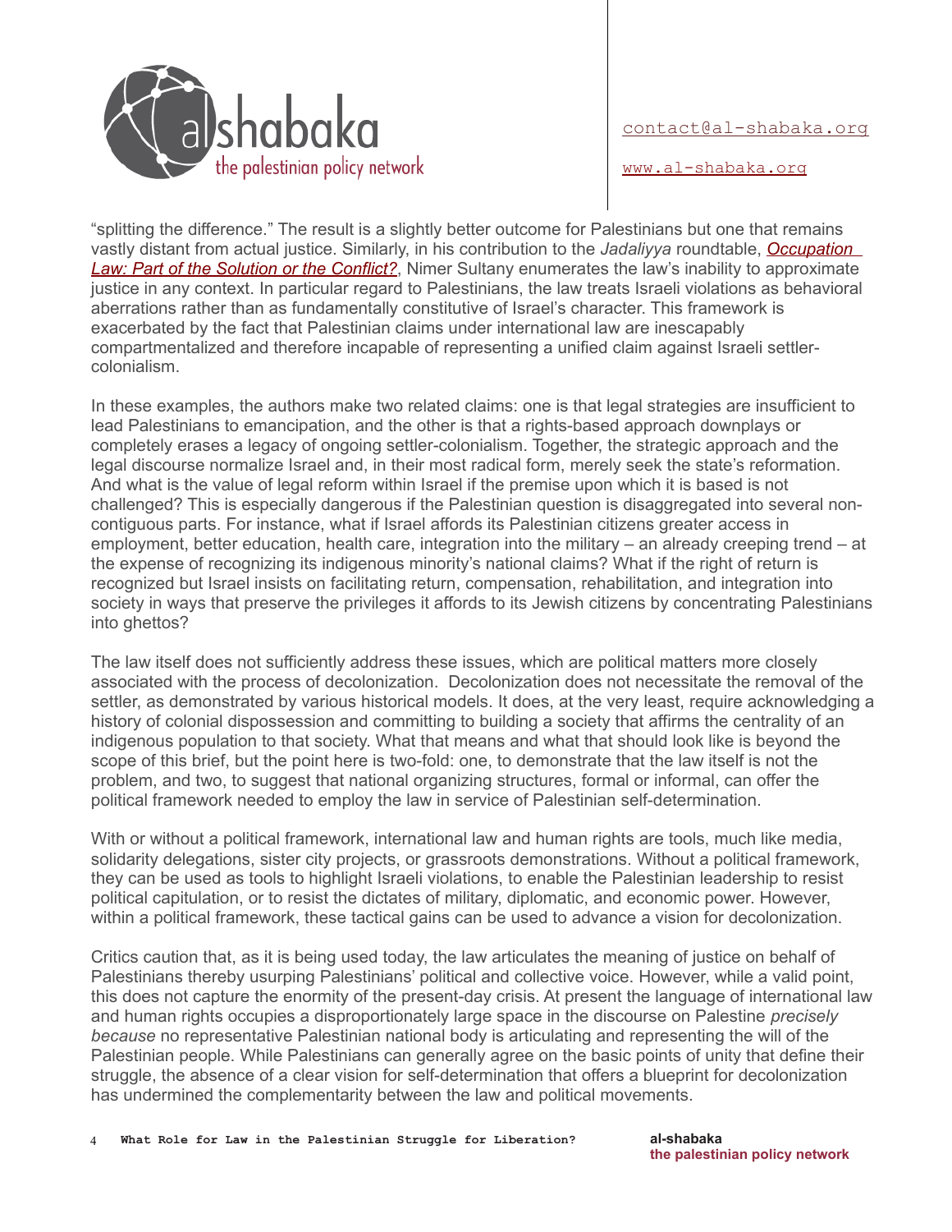"splitting the difference." The result is a slightly better outcome for Palestinians but one that remains vastly distant from actual justice. Similarly, in his contribution to the *Jadaliyya* roundtable, *Occupation Law: Part of the Solution or the Conflict?*, Nimer Sultany enumerates the law's inability to approximate justice in any context. In particular regard to Palestinians, the law treats Israeli violations as behavioral aberrations rather than as fundamentally constitutive of Israel's character. This framework is exacerbated by the fact that Palestinian claims under international law are inescapably compartmentalized and therefore incapable of representing a unified claim against Israeli settler-colonialism.

In these examples, the authors make two related claims: one is that legal strategies are insufficient to lead Palestinians to emancipation, and the other is that a rights-based approach downplays or completely erases a legacy of ongoing settler-colonialism. Together, the strategic approach and the legal discourse normalize Israel and, in their most radical form, merely seek the state's reformation. And what is the value of legal reform within Israel if the premise upon which it is based is not challenged? This is especially dangerous if the Palestinian question is disaggregated into several non-contiguous parts. For instance, what if Israel affords its Palestinian citizens greater access in employment, better education, health care, integration into the military – an already creeping trend – at the expense of recognizing its indigenous minority's national claims? What if the right of return is recognized but Israel insists on facilitating return, compensation, rehabilitation, and integration into society in ways that preserve the privileges it affords to its Jewish citizens by concentrating Palestinians into ghettos?

The law itself does not sufficiently address these issues, which are political matters more closely associated with the process of decolonization. Decolonization does not necessitate the removal of the settler, as demonstrated by various historical models. It does, at the very least, require acknowledging a history of colonial dispossession and committing to building a society that affirms the centrality of an indigenous population to that society. What that means and what that should look like is beyond the scope of this brief, but the point here is two-fold: one, to demonstrate that the law itself is not the problem, and two, to suggest that national organizing structures, formal or informal, can offer the political framework needed to employ the law in service of Palestinian self-determination.

With or without a political framework, international law and human rights are tools, much like media, solidarity delegations, sister city projects, or grassroots demonstrations. Without a political framework, they can be used as tools to highlight Israeli violations, to enable the Palestinian leadership to resist political capitulation, or to resist the dictates of military, diplomatic, and economic power. However, within a political framework, these tactical gains can be used to advance a vision for decolonization.

Critics caution that, as it is being used today, the law articulates the meaning of justice on behalf of Palestinians thereby usurping Palestinians' political and collective voice. However, while a valid point, this does not capture the enormity of the present-day crisis. At present the language of international law and human rights occupies a disproportionately large space in the discourse on Palestine *precisely because* no representative Palestinian national body is articulating and representing the will of the Palestinian people. While Palestinians can generally agree on the basic points of unity that define their struggle, the absence of a clear vision for self-determination that offers a blueprint for decolonization has undermined the complementarity between the law and political movements.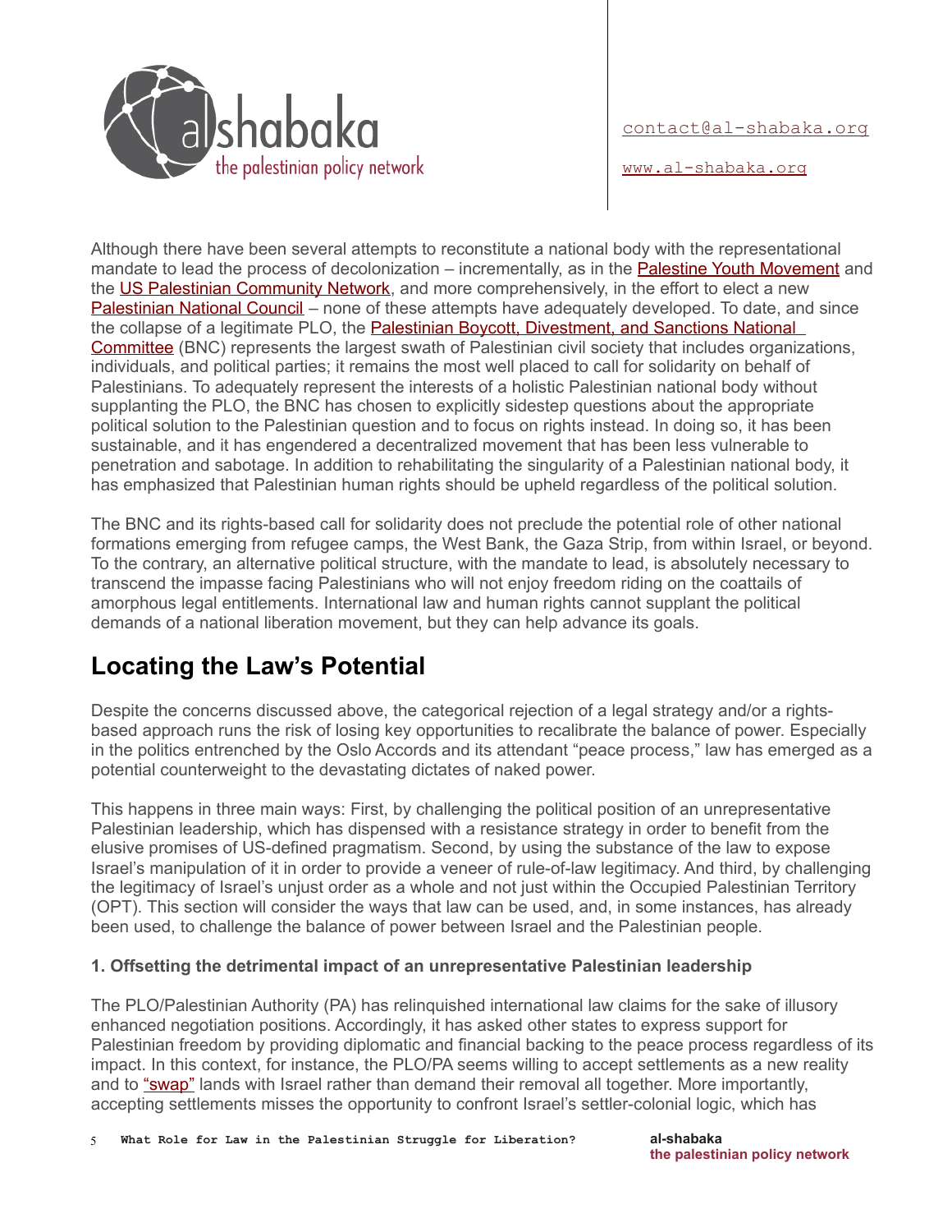Although there have been several attempts to reconstitute a national body with the representational mandate to lead the process of decolonization – incrementally, as in the Palestine Youth Movement and the US Palestinian Community Network, and more comprehensively, in the effort to elect a new Palestinian National Council – none of these attempts have adequately developed. To date, and since the collapse of a legitimate PLO, the Palestinian Boycott, Divestment, and Sanctions National Committee (BNC) represents the largest swath of Palestinian civil society that includes organizations, individuals, and political parties; it remains the most well placed to call for solidarity on behalf of Palestinians. To adequately represent the interests of a holistic Palestinian national body without supplanting the PLO, the BNC has chosen to explicitly sidestep questions about the appropriate political solution to the Palestinian question and to focus on rights instead. In doing so, it has been sustainable, and it has engendered a decentralized movement that has been less vulnerable to penetration and sabotage. In addition to rehabilitating the singularity of a Palestinian national body, it has emphasized that Palestinian human rights should be upheld regardless of the political solution.

The BNC and its rights-based call for solidarity does not preclude the potential role of other national formations emerging from refugee camps, the West Bank, the Gaza Strip, from within Israel, or beyond. To the contrary, an alternative political structure, with the mandate to lead, is absolutely necessary to transcend the impasse facing Palestinians who will not enjoy freedom riding on the coattails of amorphous legal entitlements. International law and human rights cannot supplant the political demands of a national liberation movement, but they can help advance its goals.

## Locating the Law's Potential

Despite the concerns discussed above, the categorical rejection of a legal strategy and/or a rights-based approach runs the risk of losing key opportunities to recalibrate the balance of power. Especially in the politics entrenched by the Oslo Accords and its attendant "peace process," law has emerged as a potential counterweight to the devastating dictates of naked power.

This happens in three main ways: First, by challenging the political position of an unrepresentative Palestinian leadership, which has dispensed with a resistance strategy in order to benefit from the elusive promises of US-defined pragmatism. Second, by using the substance of the law to expose Israel's manipulation of it in order to provide a veneer of rule-of-law legitimacy. And third, by challenging the legitimacy of Israel's unjust order as a whole and not just within the Occupied Palestinian Territory (OPT). This section will consider the ways that law can be used, and, in some instances, has already been used, to challenge the balance of power between Israel and the Palestinian people.

#### 1. Offsetting the detrimental impact of an unrepresentative Palestinian leadership

The PLO/Palestinian Authority (PA) has relinquished international law claims for the sake of illusory enhanced negotiation positions. Accordingly, it has asked other states to express support for Palestinian freedom by providing diplomatic and financial backing to the peace process regardless of its impact. In this context, for instance, the PLO/PA seems willing to accept settlements as a new reality and to "swap" lands with Israel rather than demand their removal all together. More importantly, accepting settlements misses the opportunity to confront Israel's settler-colonial logic, which has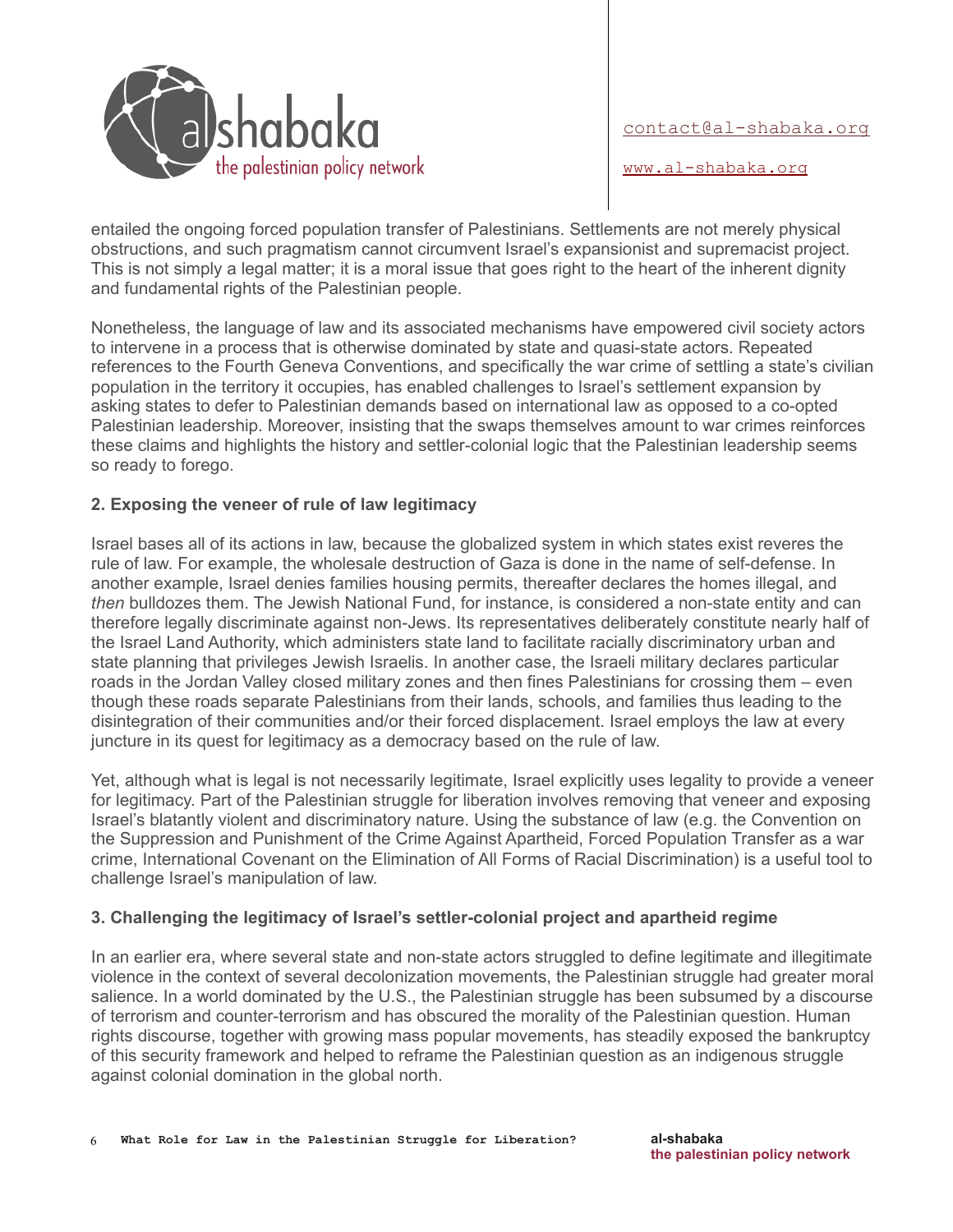entailed the ongoing forced population transfer of Palestinians. Settlements are not merely physical obstructions, and such pragmatism cannot circumvent Israel's expansionist and supremacist project. This is not simply a legal matter; it is a moral issue that goes right to the heart of the inherent dignity and fundamental rights of the Palestinian people.

Nonetheless, the language of law and its associated mechanisms have empowered civil society actors to intervene in a process that is otherwise dominated by state and quasi-state actors. Repeated references to the Fourth Geneva Conventions, and specifically the war crime of settling a state's civilian population in the territory it occupies, has enabled challenges to Israel's settlement expansion by asking states to defer to Palestinian demands based on international law as opposed to a co-opted Palestinian leadership. Moreover, insisting that the swaps themselves amount to war crimes reinforces these claims and highlights the history and settler-colonial logic that the Palestinian leadership seems so ready to forego.

### 2. Exposing the veneer of rule of law legitimacy

Israel bases all of its actions in law, because the globalized system in which states exist reveres the rule of law. For example, the wholesale destruction of Gaza is done in the name of self-defense. In another example, Israel denies families housing permits, thereafter declares the homes illegal, and *then* bulldozes them. The Jewish National Fund, for instance, is considered a non-state entity and can therefore legally discriminate against non-Jews. Its representatives deliberately constitute nearly half of the Israel Land Authority, which administers state land to facilitate racially discriminatory urban and state planning that privileges Jewish Israelis. In another case, the Israeli military declares particular roads in the Jordan Valley closed military zones and then fines Palestinians for crossing them – even though these roads separate Palestinians from their lands, schools, and families thus leading to the disintegration of their communities and/or their forced displacement. Israel employs the law at every juncture in its quest for legitimacy as a democracy based on the rule of law.

Yet, although what is legal is not necessarily legitimate, Israel explicitly uses legality to provide a veneer for legitimacy. Part of the Palestinian struggle for liberation involves removing that veneer and exposing Israel's blatantly violent and discriminatory nature. Using the substance of law (e.g. the Convention on the Suppression and Punishment of the Crime Against Apartheid, Forced Population Transfer as a war crime, International Covenant on the Elimination of All Forms of Racial Discrimination) is a useful tool to challenge Israel's manipulation of law.

### 3. Challenging the legitimacy of Israel's settler-colonial project and apartheid regime

In an earlier era, where several state and non-state actors struggled to define legitimate and illegitimate violence in the context of several decolonization movements, the Palestinian struggle had greater moral salience. In a world dominated by the U.S., the Palestinian struggle has been subsumed by a discourse of terrorism and counter-terrorism and has obscured the morality of the Palestinian question. Human rights discourse, together with growing mass popular movements, has steadily exposed the bankruptcy of this security framework and helped to reframe the Palestinian question as an indigenous struggle against colonial domination in the global north.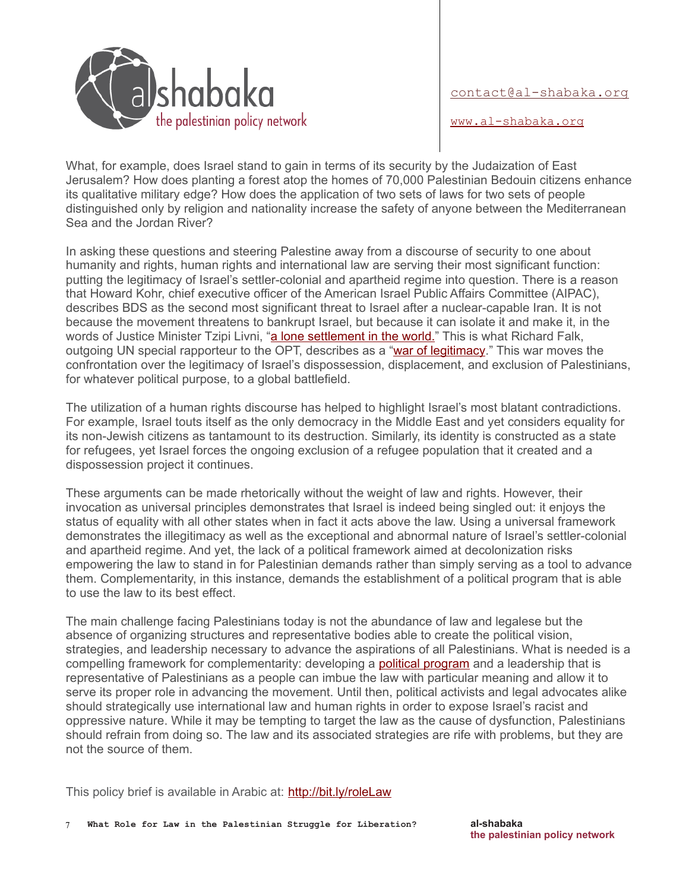What, for example, does Israel stand to gain in terms of its security by the Judaization of East Jerusalem? How does planting a forest atop the homes of 70,000 Palestinian Bedouin citizens enhance its qualitative military edge? How does the application of two sets of laws for two sets of people distinguished only by religion and nationality increase the safety of anyone between the Mediterranean Sea and the Jordan River?

In asking these questions and steering Palestine away from a discourse of security to one about humanity and rights, human rights and international law are serving their most significant function: putting the legitimacy of Israel's settler-colonial and apartheid regime into question. There is a reason that Howard Kohr, chief executive officer of the American Israel Public Affairs Committee (AIPAC), describes BDS as the second most significant threat to Israel after a nuclear-capable Iran. It is not because the movement threatens to bankrupt Israel, but because it can isolate it and make it, in the words of Justice Minister Tzipi Livni, "a lone settlement in the world." This is what Richard Falk, outgoing UN special rapporteur to the OPT, describes as a "war of legitimacy." This war moves the confrontation over the legitimacy of Israel's dispossession, displacement, and exclusion of Palestinians, for whatever political purpose, to a global battlefield.

The utilization of a human rights discourse has helped to highlight Israel's most blatant contradictions. For example, Israel touts itself as the only democracy in the Middle East and yet considers equality for its non-Jewish citizens as tantamount to its destruction. Similarly, its identity is constructed as a state for refugees, yet Israel forces the ongoing exclusion of a refugee population that it created and a dispossession project it continues.

These arguments can be made rhetorically without the weight of law and rights. However, their invocation as universal principles demonstrates that Israel is indeed being singled out: it enjoys the status of equality with all other states when in fact it acts above the law. Using a universal framework demonstrates the illegitimacy as well as the exceptional and abnormal nature of Israel's settler-colonial and apartheid regime. And yet, the lack of a political framework aimed at decolonization risks empowering the law to stand in for Palestinian demands rather than simply serving as a tool to advance them. Complementarity, in this instance, demands the establishment of a political program that is able to use the law to its best effect.

The main challenge facing Palestinians today is not the abundance of law and legalese but the absence of organizing structures and representative bodies able to create the political vision, strategies, and leadership necessary to advance the aspirations of all Palestinians. What is needed is a compelling framework for complementarity: developing a political program and a leadership that is representative of Palestinians as a people can imbue the law with particular meaning and allow it to serve its proper role in advancing the movement. Until then, political activists and legal advocates alike should strategically use international law and human rights in order to expose Israel's racist and oppressive nature. While it may be tempting to target the law as the cause of dysfunction, Palestinians should refrain from doing so. The law and its associated strategies are rife with problems, but they are not the source of them.

This policy brief is available in Arabic at: http://bit.ly/roleLaw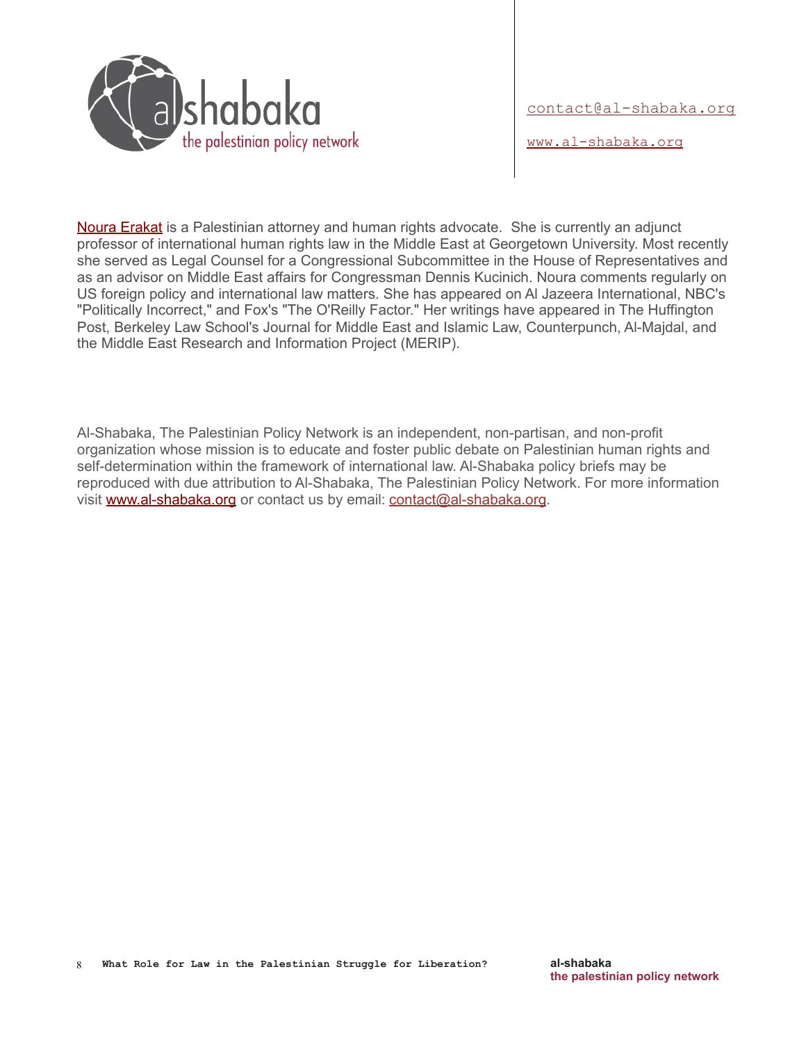contact@al-shabaka.org

www.al-shabaka.org

Noura Erakat is a Palestinian attorney and human rights advocate. She is currently an adjunct professor of international human rights law in the Middle East at Georgetown University. Most recently she served as Legal Counsel for a Congressional Subcommittee in the House of Representatives and as an advisor on Middle East affairs for Congressman Dennis Kucinich. Noura comments regularly on US foreign policy and international law matters. She has appeared on Al Jazeera International, NBC's "Politically Incorrect," and Fox's "The O'Reilly Factor." Her writings have appeared in The Huffington Post, Berkeley Law School's Journal for Middle East and Islamic Law, Counterpunch, Al-Majdal, and the Middle East Research and Information Project (MERIP).

Al-Shabaka, The Palestinian Policy Network is an independent, non-partisan, and non-profit organization whose mission is to educate and foster public debate on Palestinian human rights and self-determination within the framework of international law. Al-Shabaka policy briefs may be reproduced with due attribution to Al-Shabaka, The Palestinian Policy Network. For more information visit www.al-shabaka.org or contact us by email: contact@al-shabaka.org.